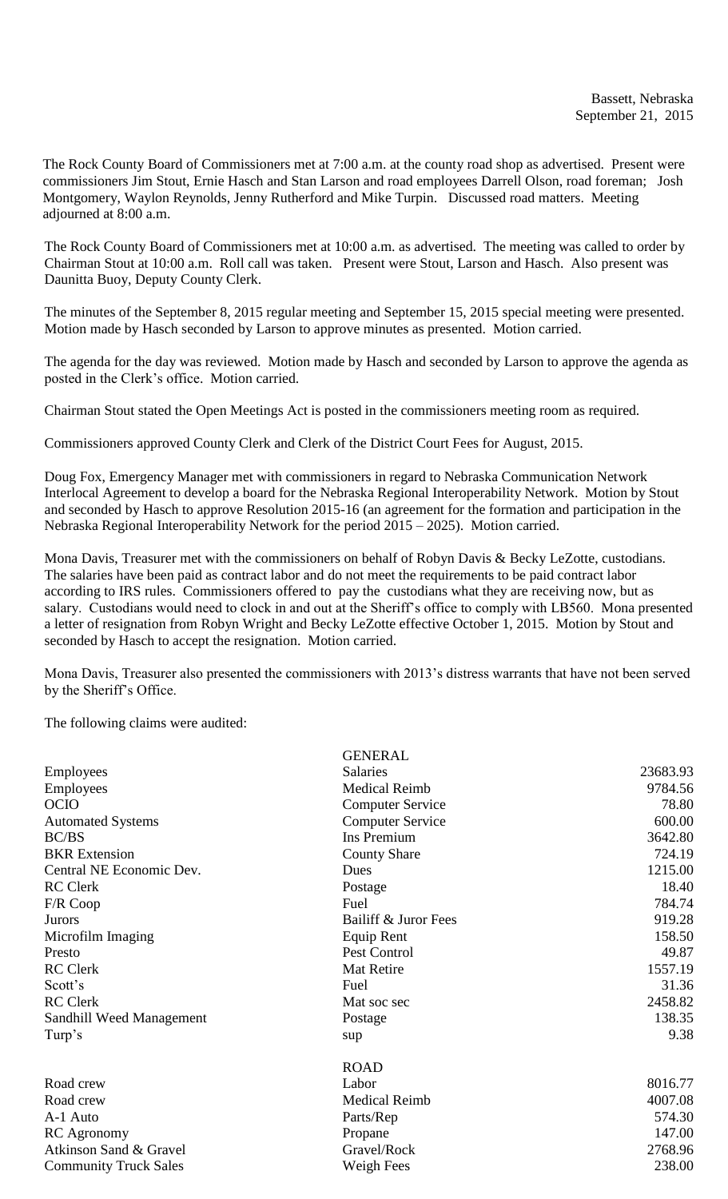Bassett, Nebraska
September 21, 2015

The Rock County Board of Commissioners met at 7:00 a.m. at the county road shop as advertised. Present were commissioners Jim Stout, Ernie Hasch and Stan Larson and road employees Darrell Olson, road foreman; Josh Montgomery, Waylon Reynolds, Jenny Rutherford and Mike Turpin. Discussed road matters. Meeting adjourned at 8:00 a.m.

The Rock County Board of Commissioners met at 10:00 a.m. as advertised. The meeting was called to order by Chairman Stout at 10:00 a.m. Roll call was taken. Present were Stout, Larson and Hasch. Also present was Daunitta Buoy, Deputy County Clerk.

The minutes of the September 8, 2015 regular meeting and September 15, 2015 special meeting were presented. Motion made by Hasch seconded by Larson to approve minutes as presented. Motion carried.

The agenda for the day was reviewed. Motion made by Hasch and seconded by Larson to approve the agenda as posted in the Clerk's office. Motion carried.

Chairman Stout stated the Open Meetings Act is posted in the commissioners meeting room as required.

Commissioners approved County Clerk and Clerk of the District Court Fees for August, 2015.

Doug Fox, Emergency Manager met with commissioners in regard to Nebraska Communication Network Interlocal Agreement to develop a board for the Nebraska Regional Interoperability Network. Motion by Stout and seconded by Hasch to approve Resolution 2015-16 (an agreement for the formation and participation in the Nebraska Regional Interoperability Network for the period 2015 – 2025). Motion carried.

Mona Davis, Treasurer met with the commissioners on behalf of Robyn Davis & Becky LeZotte, custodians. The salaries have been paid as contract labor and do not meet the requirements to be paid contract labor according to IRS rules. Commissioners offered to pay the custodians what they are receiving now, but as salary. Custodians would need to clock in and out at the Sheriff's office to comply with LB560. Mona presented a letter of resignation from Robyn Wright and Becky LeZotte effective October 1, 2015. Motion by Stout and seconded by Hasch to accept the resignation. Motion carried.

Mona Davis, Treasurer also presented the commissioners with 2013's distress warrants that have not been served by the Sheriff's Office.

The following claims were audited:

| | GENERAL | |
|---|---|---|
| Employees | Salaries | 23683.93 |
| Employees | Medical Reimb | 9784.56 |
| OCIO | Computer Service | 78.80 |
| Automated Systems | Computer Service | 600.00 |
| BC/BS | Ins Premium | 3642.80 |
| BKR Extension | County Share | 724.19 |
| Central NE Economic Dev. | Dues | 1215.00 |
| RC Clerk | Postage | 18.40 |
| F/R Coop | Fuel | 784.74 |
| Jurors | Bailiff & Juror Fees | 919.28 |
| Microfilm Imaging | Equip Rent | 158.50 |
| Presto | Pest Control | 49.87 |
| RC Clerk | Mat Retire | 1557.19 |
| Scott's | Fuel | 31.36 |
| RC Clerk | Mat soc sec | 2458.82 |
| Sandhill Weed Management | Postage | 138.35 |
| Turp's | sup | 9.38 |
| | ROAD | |
| Road crew | Labor | 8016.77 |
| Road crew | Medical Reimb | 4007.08 |
| A-1 Auto | Parts/Rep | 574.30 |
| RC Agronomy | Propane | 147.00 |
| Atkinson Sand & Gravel | Gravel/Rock | 2768.96 |
| Community Truck Sales | Weigh Fees | 238.00 |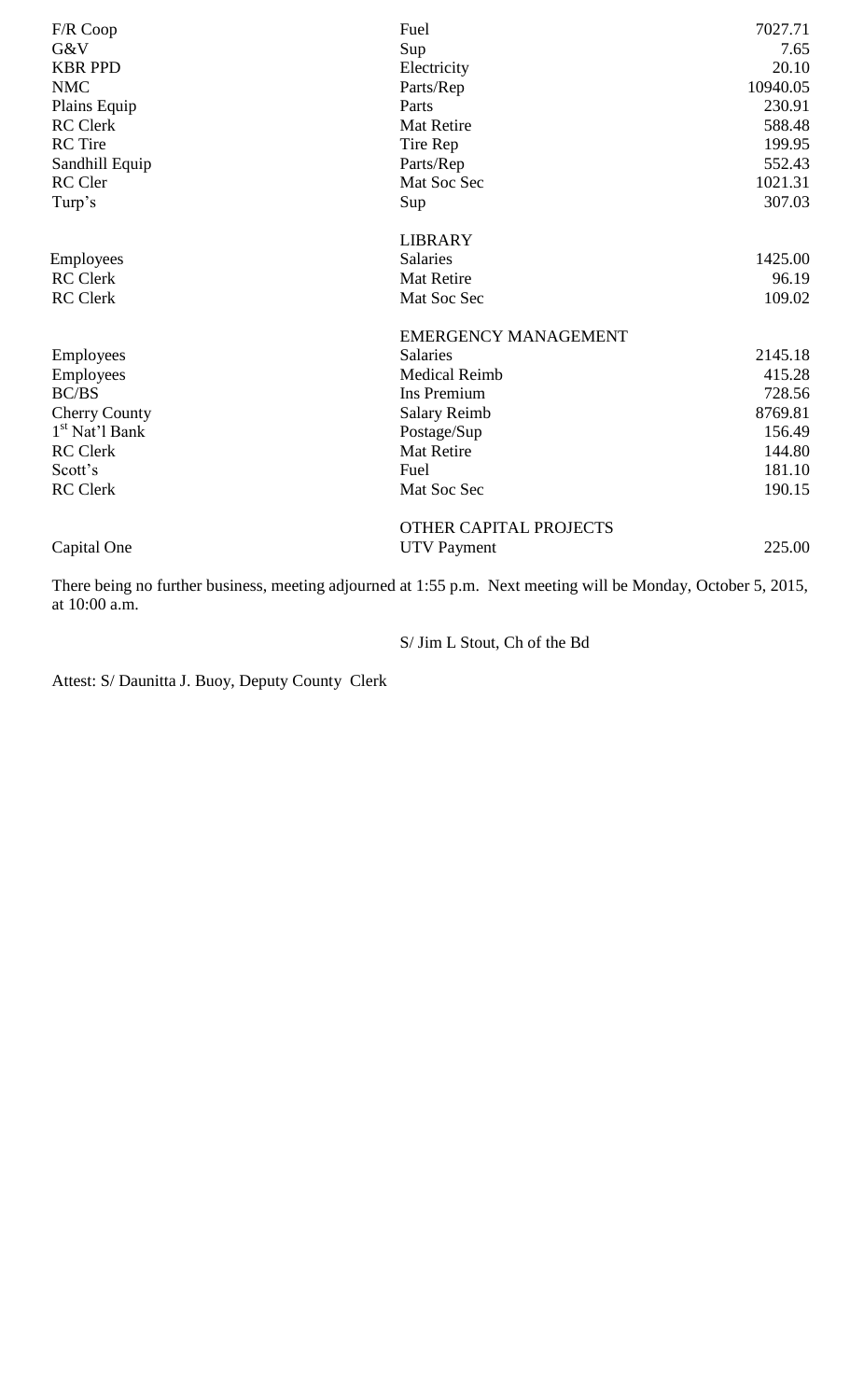| | | |
|---|---|---|
| F/R Coop | Fuel | 7027.71 |
| G&V | Sup | 7.65 |
| KBR PPD | Electricity | 20.10 |
| NMC | Parts/Rep | 10940.05 |
| Plains Equip | Parts | 230.91 |
| RC Clerk | Mat Retire | 588.48 |
| RC Tire | Tire Rep | 199.95 |
| Sandhill Equip | Parts/Rep | 552.43 |
| RC Cler | Mat Soc Sec | 1021.31 |
| Turp's | Sup | 307.03 |
| | LIBRARY | |
| Employees | Salaries | 1425.00 |
| RC Clerk | Mat Retire | 96.19 |
| RC Clerk | Mat Soc Sec | 109.02 |
| | EMERGENCY MANAGEMENT | |
| Employees | Salaries | 2145.18 |
| Employees | Medical Reimb | 415.28 |
| BC/BS | Ins Premium | 728.56 |
| Cherry County | Salary Reimb | 8769.81 |
| 1st Nat'l Bank | Postage/Sup | 156.49 |
| RC Clerk | Mat Retire | 144.80 |
| Scott's | Fuel | 181.10 |
| RC Clerk | Mat Soc Sec | 190.15 |
| | OTHER CAPITAL PROJECTS | |
| Capital One | UTV Payment | 225.00 |

There being no further business, meeting adjourned at 1:55 p.m. Next meeting will be Monday, October 5, 2015, at 10:00 a.m.

S/ Jim L Stout, Ch of the Bd

Attest: S/ Daunitta J. Buoy, Deputy County Clerk